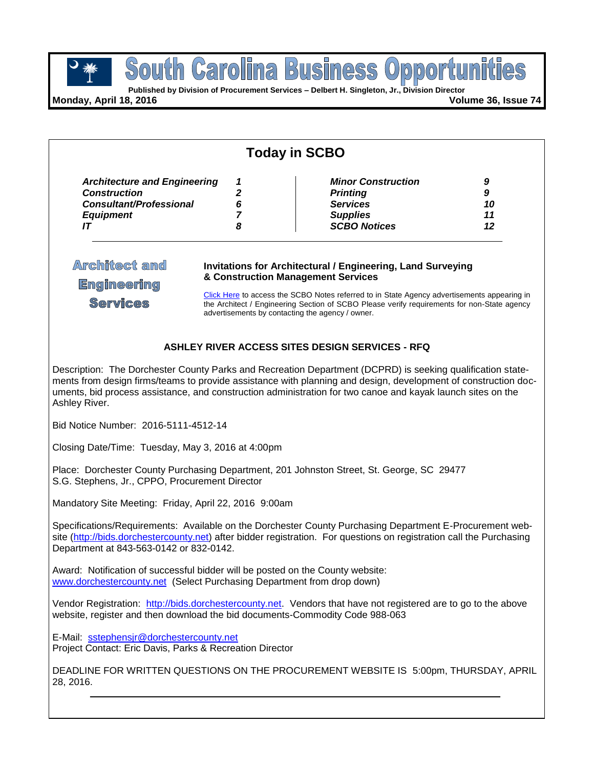# South Carolina Business Opportunities

**Published by Division of Procurement Services – Delbert H. Singleton, Jr., Division Director**

**Monday, April 18, 2016** **Volume 36, Issue 74**

## Today in SCBO

| | | | |
|---|---|---|---|
| ***Architecture and Engineering*** | ***1*** | ***Minor Construction*** | ***9*** |
| ***Construction*** | ***2*** | ***Printing*** | ***9*** |
| ***Consultant/Professional*** | ***6*** | ***Services*** | ***10*** |
| ***Equipment*** | ***7*** | ***Supplies*** | ***11*** |
| ***IT*** | ***8*** | ***SCBO Notices*** | ***12*** |

## Architect and Engineering Services

**Invitations for Architectural / Engineering, Land Surveying & Construction Management Services**

Click Here to access the SCBO Notes referred to in State Agency advertisements appearing in the Architect / Engineering Section of SCBO Please verify requirements for non-State agency advertisements by contacting the agency / owner.

### ASHLEY RIVER ACCESS SITES DESIGN SERVICES - RFQ

Description: The Dorchester County Parks and Recreation Department (DCPRD) is seeking qualification statements from design firms/teams to provide assistance with planning and design, development of construction documents, bid process assistance, and construction administration for two canoe and kayak launch sites on the Ashley River.

Bid Notice Number: 2016-5111-4512-14

Closing Date/Time: Tuesday, May 3, 2016 at 4:00pm

Place: Dorchester County Purchasing Department, 201 Johnston Street, St. George, SC 29477
S.G. Stephens, Jr., CPPO, Procurement Director

Mandatory Site Meeting: Friday, April 22, 2016 9:00am

Specifications/Requirements: Available on the Dorchester County Purchasing Department E-Procurement website (http://bids.dorchestercounty.net) after bidder registration. For questions on registration call the Purchasing Department at 843-563-0142 or 832-0142.

Award: Notification of successful bidder will be posted on the County website:
www.dorchestercounty.net (Select Purchasing Department from drop down)

Vendor Registration: http://bids.dorchestercounty.net. Vendors that have not registered are to go to the above website, register and then download the bid documents-Commodity Code 988-063

E-Mail: sstephensjr@dorchestercounty.net
Project Contact: Eric Davis, Parks & Recreation Director

DEADLINE FOR WRITTEN QUESTIONS ON THE PROCUREMENT WEBSITE IS 5:00pm, THURSDAY, APRIL 28, 2016.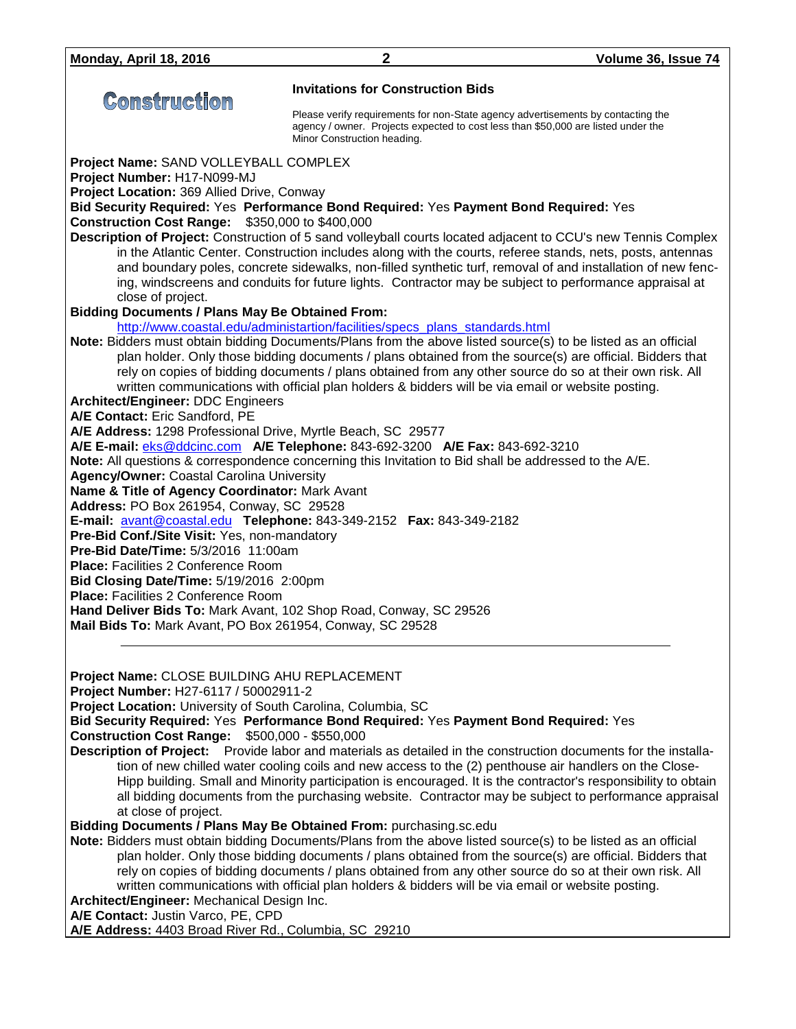# Construction

### Invitations for Construction Bids

Please verify requirements for non-State agency advertisements by contacting the agency / owner. Projects expected to cost less than $50,000 are listed under the Minor Construction heading.

**Project Name:** SAND VOLLEYBALL COMPLEX
**Project Number:** H17-N099-MJ
**Project Location:** 369 Allied Drive, Conway
**Bid Security Required:** Yes **Performance Bond Required:** Yes **Payment Bond Required:** Yes
**Construction Cost Range:** $350,000 to $400,000
**Description of Project:** Construction of 5 sand volleyball courts located adjacent to CCU's new Tennis Complex in the Atlantic Center. Construction includes along with the courts, referee stands, nets, posts, antennas and boundary poles, concrete sidewalks, non-filled synthetic turf, removal of and installation of new fencing, windscreens and conduits for future lights. Contractor may be subject to performance appraisal at close of project.
**Bidding Documents / Plans May Be Obtained From:**
http://www.coastal.edu/administartion/facilities/specs_plans_standards.html
**Note:** Bidders must obtain bidding Documents/Plans from the above listed source(s) to be listed as an official plan holder. Only those bidding documents / plans obtained from the source(s) are official. Bidders that rely on copies of bidding documents / plans obtained from any other source do so at their own risk. All written communications with official plan holders & bidders will be via email or website posting.
**Architect/Engineer:** DDC Engineers
**A/E Contact:** Eric Sandford, PE
**A/E Address:** 1298 Professional Drive, Myrtle Beach, SC 29577
**A/E E-mail:** eks@ddcinc.com **A/E Telephone:** 843-692-3200 **A/E Fax:** 843-692-3210
**Note:** All questions & correspondence concerning this Invitation to Bid shall be addressed to the A/E.
**Agency/Owner:** Coastal Carolina University
**Name & Title of Agency Coordinator:** Mark Avant
**Address:** PO Box 261954, Conway, SC 29528
**E-mail:** avant@coastal.edu **Telephone:** 843-349-2152 **Fax:** 843-349-2182
**Pre-Bid Conf./Site Visit:** Yes, non-mandatory
**Pre-Bid Date/Time:** 5/3/2016 11:00am
**Place:** Facilities 2 Conference Room
**Bid Closing Date/Time:** 5/19/2016 2:00pm
**Place:** Facilities 2 Conference Room
**Hand Deliver Bids To:** Mark Avant, 102 Shop Road, Conway, SC 29526
**Mail Bids To:** Mark Avant, PO Box 261954, Conway, SC 29528

---

**Project Name:** CLOSE BUILDING AHU REPLACEMENT
**Project Number:** H27-6117 / 50002911-2
**Project Location:** University of South Carolina, Columbia, SC
**Bid Security Required:** Yes **Performance Bond Required:** Yes **Payment Bond Required:** Yes
**Construction Cost Range:** $500,000 - $550,000
**Description of Project:** Provide labor and materials as detailed in the construction documents for the installation of new chilled water cooling coils and new access to the (2) penthouse air handlers on the Close-Hipp building. Small and Minority participation is encouraged. It is the contractor's responsibility to obtain all bidding documents from the purchasing website. Contractor may be subject to performance appraisal at close of project.
**Bidding Documents / Plans May Be Obtained From:** purchasing.sc.edu
**Note:** Bidders must obtain bidding Documents/Plans from the above listed source(s) to be listed as an official plan holder. Only those bidding documents / plans obtained from the source(s) are official. Bidders that rely on copies of bidding documents / plans obtained from any other source do so at their own risk. All written communications with official plan holders & bidders will be via email or website posting.
**Architect/Engineer:** Mechanical Design Inc.
**A/E Contact:** Justin Varco, PE, CPD
**A/E Address:** 4403 Broad River Rd., Columbia, SC 29210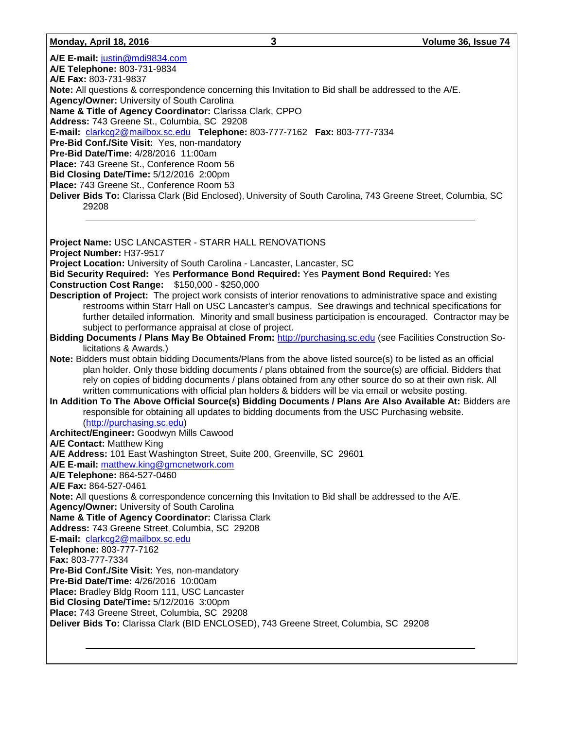**A/E E-mail:** justin@mdi9834.com
**A/E Telephone:** 803-731-9834
**A/E Fax:** 803-731-9837
**Note:** All questions & correspondence concerning this Invitation to Bid shall be addressed to the A/E.
**Agency/Owner:** University of South Carolina
**Name & Title of Agency Coordinator:** Clarissa Clark, CPPO
**Address:** 743 Greene St., Columbia, SC 29208
**E-mail:** clarkcg2@mailbox.sc.edu **Telephone:** 803-777-7162 **Fax:** 803-777-7334
**Pre-Bid Conf./Site Visit:** Yes, non-mandatory
**Pre-Bid Date/Time:** 4/28/2016 11:00am
**Place:** 743 Greene St., Conference Room 56
**Bid Closing Date/Time:** 5/12/2016 2:00pm
**Place:** 743 Greene St., Conference Room 53
**Deliver Bids To:** Clarissa Clark (Bid Enclosed), University of South Carolina, 743 Greene Street, Columbia, SC 29208

---

**Project Name:** USC LANCASTER - STARR HALL RENOVATIONS
**Project Number:** H37-9517
**Project Location:** University of South Carolina - Lancaster, Lancaster, SC
**Bid Security Required:** Yes **Performance Bond Required:** Yes **Payment Bond Required:** Yes
**Construction Cost Range:** $150,000 - $250,000
**Description of Project:** The project work consists of interior renovations to administrative space and existing restrooms within Starr Hall on USC Lancaster's campus. See drawings and technical specifications for further detailed information. Minority and small business participation is encouraged. Contractor may be subject to performance appraisal at close of project.
**Bidding Documents / Plans May Be Obtained From:** http://purchasing.sc.edu (see Facilities Construction Solicitations & Awards.)
**Note:** Bidders must obtain bidding Documents/Plans from the above listed source(s) to be listed as an official plan holder. Only those bidding documents / plans obtained from the source(s) are official. Bidders that rely on copies of bidding documents / plans obtained from any other source do so at their own risk. All written communications with official plan holders & bidders will be via email or website posting.
**In Addition To The Above Official Source(s) Bidding Documents / Plans Are Also Available At:** Bidders are responsible for obtaining all updates to bidding documents from the USC Purchasing website. (http://purchasing.sc.edu)
**Architect/Engineer:** Goodwyn Mills Cawood
**A/E Contact:** Matthew King
**A/E Address:** 101 East Washington Street, Suite 200, Greenville, SC 29601
**A/E E-mail:** matthew.king@gmcnetwork.com
**A/E Telephone:** 864-527-0460
**A/E Fax:** 864-527-0461
**Note:** All questions & correspondence concerning this Invitation to Bid shall be addressed to the A/E.
**Agency/Owner:** University of South Carolina
**Name & Title of Agency Coordinator:** Clarissa Clark
**Address:** 743 Greene Street, Columbia, SC 29208
**E-mail:** clarkcg2@mailbox.sc.edu
**Telephone:** 803-777-7162
**Fax:** 803-777-7334
**Pre-Bid Conf./Site Visit:** Yes, non-mandatory
**Pre-Bid Date/Time:** 4/26/2016 10:00am
**Place:** Bradley Bldg Room 111, USC Lancaster
**Bid Closing Date/Time:** 5/12/2016 3:00pm
**Place:** 743 Greene Street, Columbia, SC 29208
**Deliver Bids To:** Clarissa Clark (BID ENCLOSED), 743 Greene Street, Columbia, SC 29208

---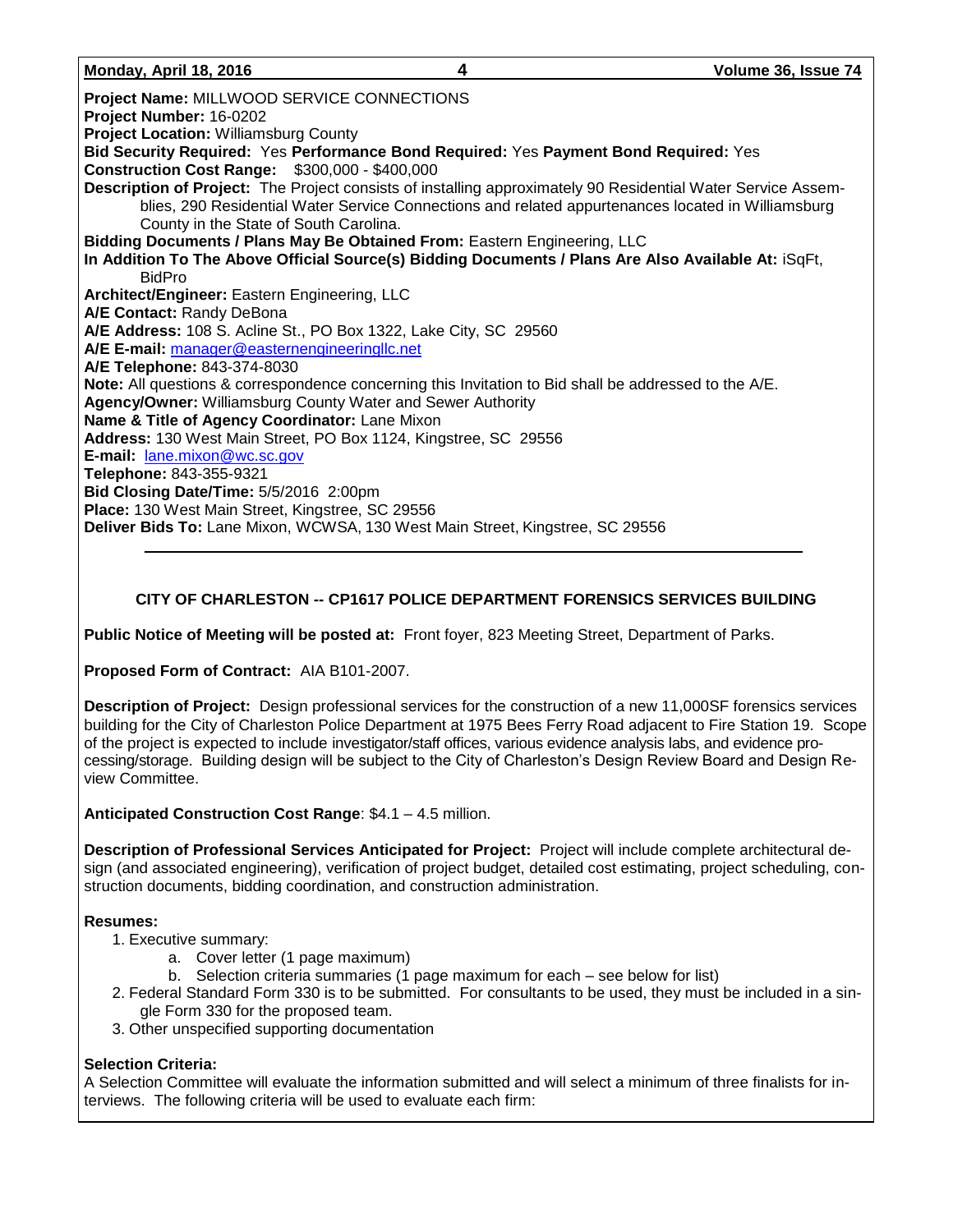**Project Name:** MILLWOOD SERVICE CONNECTIONS
**Project Number:** 16-0202
**Project Location:** Williamsburg County
**Bid Security Required:** Yes **Performance Bond Required:** Yes **Payment Bond Required:** Yes
**Construction Cost Range:** $300,000 - $400,000
**Description of Project:** The Project consists of installing approximately 90 Residential Water Service Assemblies, 290 Residential Water Service Connections and related appurtenances located in Williamsburg County in the State of South Carolina.
**Bidding Documents / Plans May Be Obtained From:** Eastern Engineering, LLC
**In Addition To The Above Official Source(s) Bidding Documents / Plans Are Also Available At:** iSqFt, BidPro
**Architect/Engineer:** Eastern Engineering, LLC
**A/E Contact:** Randy DeBona
**A/E Address:** 108 S. Acline St., PO Box 1322, Lake City, SC 29560
**A/E E-mail:** manager@easternengineeringllc.net
**A/E Telephone:** 843-374-8030
**Note:** All questions & correspondence concerning this Invitation to Bid shall be addressed to the A/E.
**Agency/Owner:** Williamsburg County Water and Sewer Authority
**Name & Title of Agency Coordinator:** Lane Mixon
**Address:** 130 West Main Street, PO Box 1124, Kingstree, SC 29556
**E-mail:** lane.mixon@wc.sc.gov
**Telephone:** 843-355-9321
**Bid Closing Date/Time:** 5/5/2016 2:00pm
**Place:** 130 West Main Street, Kingstree, SC 29556
**Deliver Bids To:** Lane Mixon, WCWSA, 130 West Main Street, Kingstree, SC 29556

---

## CITY OF CHARLESTON -- CP1617 POLICE DEPARTMENT FORENSICS SERVICES BUILDING

**Public Notice of Meeting will be posted at:** Front foyer, 823 Meeting Street, Department of Parks.

**Proposed Form of Contract:** AIA B101-2007.

**Description of Project:** Design professional services for the construction of a new 11,000SF forensics services building for the City of Charleston Police Department at 1975 Bees Ferry Road adjacent to Fire Station 19. Scope of the project is expected to include investigator/staff offices, various evidence analysis labs, and evidence processing/storage. Building design will be subject to the City of Charleston's Design Review Board and Design Review Committee.

**Anticipated Construction Cost Range**: $4.1 – 4.5 million.

**Description of Professional Services Anticipated for Project:** Project will include complete architectural design (and associated engineering), verification of project budget, detailed cost estimating, project scheduling, construction documents, bidding coordination, and construction administration.

**Resumes:**

1. Executive summary:
    a. Cover letter (1 page maximum)
    b. Selection criteria summaries (1 page maximum for each – see below for list)
2. Federal Standard Form 330 is to be submitted. For consultants to be used, they must be included in a single Form 330 for the proposed team.
3. Other unspecified supporting documentation

**Selection Criteria:**
A Selection Committee will evaluate the information submitted and will select a minimum of three finalists for interviews. The following criteria will be used to evaluate each firm: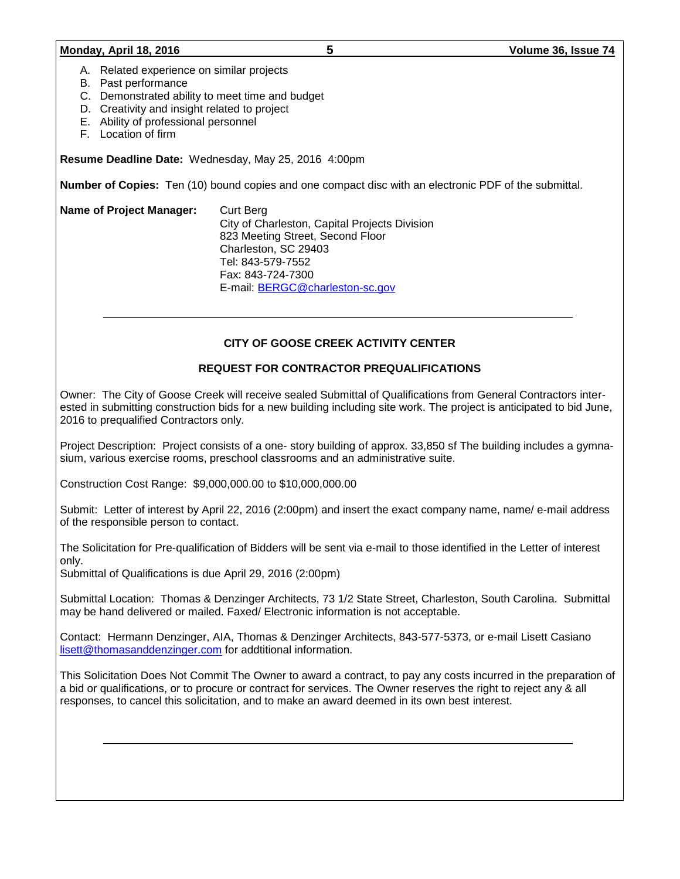A. Related experience on similar projects
B. Past performance
C. Demonstrated ability to meet time and budget
D. Creativity and insight related to project
E. Ability of professional personnel
F. Location of firm

**Resume Deadline Date:** Wednesday, May 25, 2016 4:00pm

**Number of Copies:** Ten (10) bound copies and one compact disc with an electronic PDF of the submittal.

**Name of Project Manager:**
Curt Berg
City of Charleston, Capital Projects Division
823 Meeting Street, Second Floor
Charleston, SC 29403
Tel: 843-579-7552
Fax: 843-724-7300
E-mail: BERGC@charleston-sc.gov

---

## CITY OF GOOSE CREEK ACTIVITY CENTER

## REQUEST FOR CONTRACTOR PREQUALIFICATIONS

Owner: The City of Goose Creek will receive sealed Submittal of Qualifications from General Contractors interested in submitting construction bids for a new building including site work. The project is anticipated to bid June, 2016 to prequalified Contractors only.

Project Description: Project consists of a one- story building of approx. 33,850 sf The building includes a gymnasium, various exercise rooms, preschool classrooms and an administrative suite.

Construction Cost Range: $9,000,000.00 to $10,000,000.00

Submit: Letter of interest by April 22, 2016 (2:00pm) and insert the exact company name, name/ e-mail address of the responsible person to contact.

The Solicitation for Pre-qualification of Bidders will be sent via e-mail to those identified in the Letter of interest only.
Submittal of Qualifications is due April 29, 2016 (2:00pm)

Submittal Location: Thomas & Denzinger Architects, 73 1/2 State Street, Charleston, South Carolina. Submittal may be hand delivered or mailed. Faxed/ Electronic information is not acceptable.

Contact: Hermann Denzinger, AIA, Thomas & Denzinger Architects, 843-577-5373, or e-mail Lisett Casiano lisett@thomasanddenzinger.com for addtitional information.

This Solicitation Does Not Commit The Owner to award a contract, to pay any costs incurred in the preparation of a bid or qualifications, or to procure or contract for services. The Owner reserves the right to reject any & all responses, to cancel this solicitation, and to make an award deemed in its own best interest.

---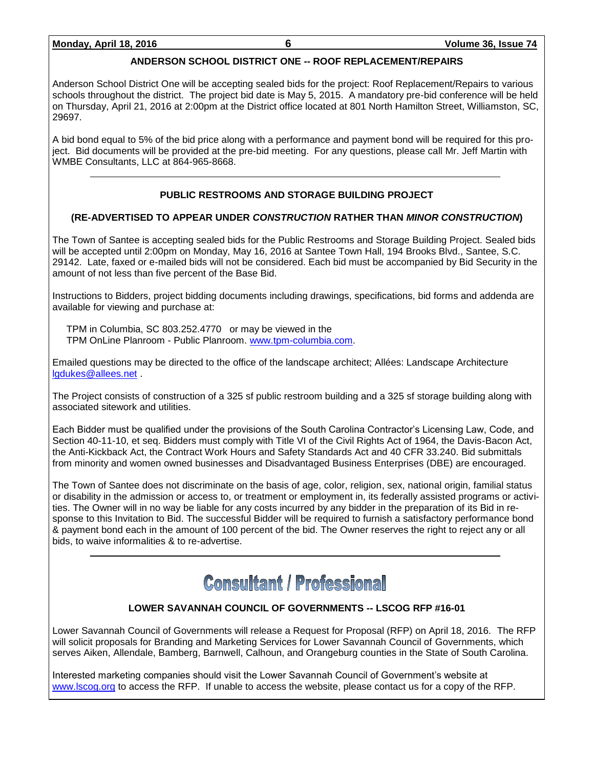## ANDERSON SCHOOL DISTRICT ONE -- ROOF REPLACEMENT/REPAIRS

Anderson School District One will be accepting sealed bids for the project: Roof Replacement/Repairs to various schools throughout the district. The project bid date is May 5, 2015. A mandatory pre-bid conference will be held on Thursday, April 21, 2016 at 2:00pm at the District office located at 801 North Hamilton Street, Williamston, SC, 29697.

A bid bond equal to 5% of the bid price along with a performance and payment bond will be required for this project. Bid documents will be provided at the pre-bid meeting. For any questions, please call Mr. Jeff Martin with WMBE Consultants, LLC at 864-965-8668.

---

## PUBLIC RESTROOMS AND STORAGE BUILDING PROJECT

### (RE-ADVERTISED TO APPEAR UNDER *CONSTRUCTION* RATHER THAN *MINOR CONSTRUCTION*)

The Town of Santee is accepting sealed bids for the Public Restrooms and Storage Building Project. Sealed bids will be accepted until 2:00pm on Monday, May 16, 2016 at Santee Town Hall, 194 Brooks Blvd., Santee, S.C. 29142. Late, faxed or e-mailed bids will not be considered. Each bid must be accompanied by Bid Security in the amount of not less than five percent of the Base Bid.

Instructions to Bidders, project bidding documents including drawings, specifications, bid forms and addenda are available for viewing and purchase at:

TPM in Columbia, SC 803.252.4770 or may be viewed in the
TPM OnLine Planroom - Public Planroom. www.tpm-columbia.com.

Emailed questions may be directed to the office of the landscape architect; Allées: Landscape Architecture lgdukes@allees.net .

The Project consists of construction of a 325 sf public restroom building and a 325 sf storage building along with associated sitework and utilities.

Each Bidder must be qualified under the provisions of the South Carolina Contractor's Licensing Law, Code, and Section 40-11-10, et seq. Bidders must comply with Title VI of the Civil Rights Act of 1964, the Davis-Bacon Act, the Anti-Kickback Act, the Contract Work Hours and Safety Standards Act and 40 CFR 33.240. Bid submittals from minority and women owned businesses and Disadvantaged Business Enterprises (DBE) are encouraged.

The Town of Santee does not discriminate on the basis of age, color, religion, sex, national origin, familial status or disability in the admission or access to, or treatment or employment in, its federally assisted programs or activities. The Owner will in no way be liable for any costs incurred by any bidder in the preparation of its Bid in response to this Invitation to Bid. The successful Bidder will be required to furnish a satisfactory performance bond & payment bond each in the amount of 100 percent of the bid. The Owner reserves the right to reject any or all bids, to waive informalities & to re-advertise.

---

# Consultant / Professional

## LOWER SAVANNAH COUNCIL OF GOVERNMENTS -- LSCOG RFP #16-01

Lower Savannah Council of Governments will release a Request for Proposal (RFP) on April 18, 2016. The RFP will solicit proposals for Branding and Marketing Services for Lower Savannah Council of Governments, which serves Aiken, Allendale, Bamberg, Barnwell, Calhoun, and Orangeburg counties in the State of South Carolina.

Interested marketing companies should visit the Lower Savannah Council of Government's website at www.lscog.org to access the RFP. If unable to access the website, please contact us for a copy of the RFP.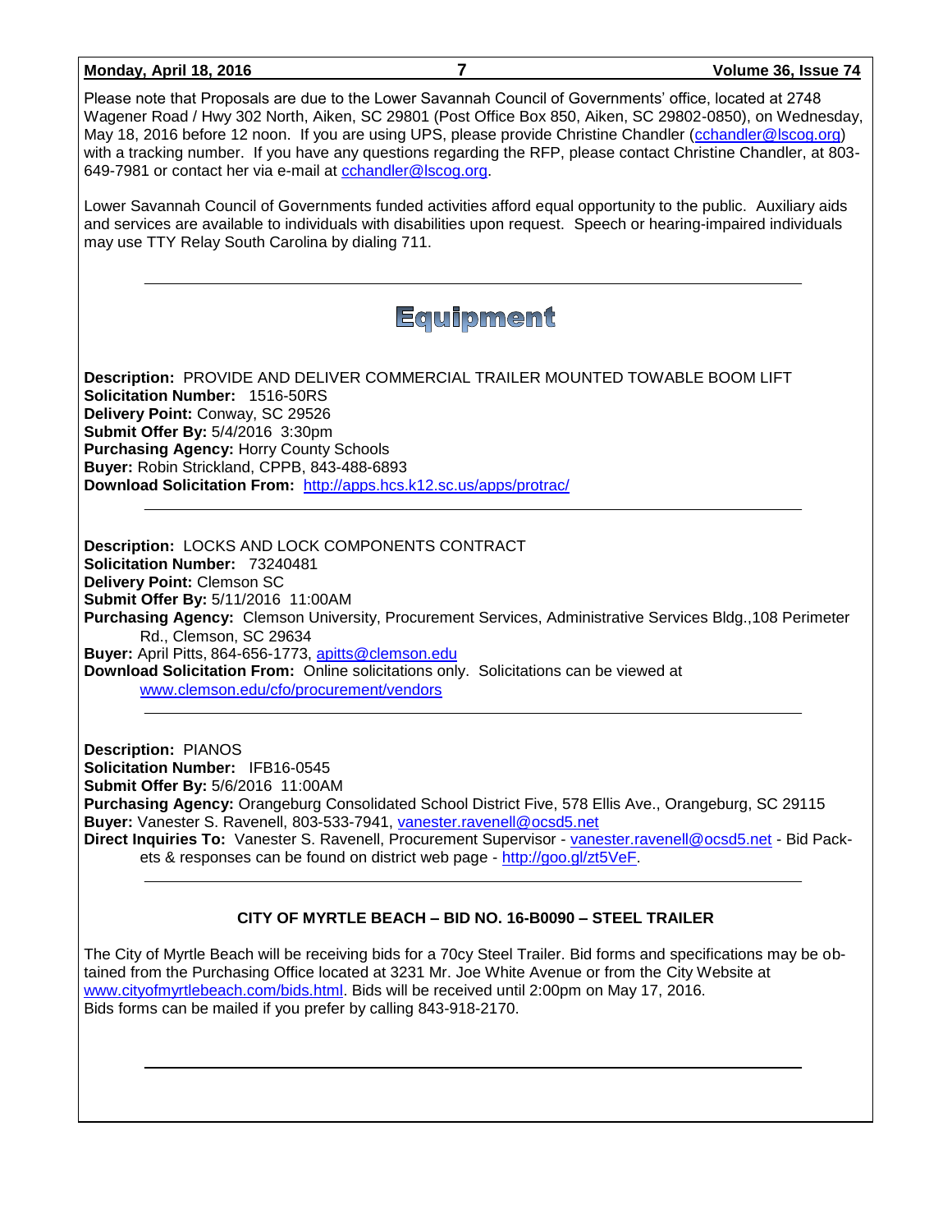Please note that Proposals are due to the Lower Savannah Council of Governments' office, located at 2748 Wagener Road / Hwy 302 North, Aiken, SC 29801 (Post Office Box 850, Aiken, SC 29802-0850), on Wednesday, May 18, 2016 before 12 noon. If you are using UPS, please provide Christine Chandler (cchandler@lscog.org) with a tracking number. If you have any questions regarding the RFP, please contact Christine Chandler, at 803-649-7981 or contact her via e-mail at cchandler@lscog.org.

Lower Savannah Council of Governments funded activities afford equal opportunity to the public. Auxiliary aids and services are available to individuals with disabilities upon request. Speech or hearing-impaired individuals may use TTY Relay South Carolina by dialing 711.

---

# Equipment

**Description:** PROVIDE AND DELIVER COMMERCIAL TRAILER MOUNTED TOWABLE BOOM LIFT
**Solicitation Number:** 1516-50RS
**Delivery Point:** Conway, SC 29526
**Submit Offer By:** 5/4/2016 3:30pm
**Purchasing Agency:** Horry County Schools
**Buyer:** Robin Strickland, CPPB, 843-488-6893
**Download Solicitation From:** http://apps.hcs.k12.sc.us/apps/protrac/

---

**Description:** LOCKS AND LOCK COMPONENTS CONTRACT
**Solicitation Number:** 73240481
**Delivery Point:** Clemson SC
**Submit Offer By:** 5/11/2016 11:00AM
**Purchasing Agency:** Clemson University, Procurement Services, Administrative Services Bldg.,108 Perimeter Rd., Clemson, SC 29634
**Buyer:** April Pitts, 864-656-1773, apitts@clemson.edu
**Download Solicitation From:** Online solicitations only. Solicitations can be viewed at www.clemson.edu/cfo/procurement/vendors

---

**Description:** PIANOS
**Solicitation Number:** IFB16-0545
**Submit Offer By:** 5/6/2016 11:00AM
**Purchasing Agency:** Orangeburg Consolidated School District Five, 578 Ellis Ave., Orangeburg, SC 29115
**Buyer:** Vanester S. Ravenell, 803-533-7941, vanester.ravenell@ocsd5.net
**Direct Inquiries To:** Vanester S. Ravenell, Procurement Supervisor - vanester.ravenell@ocsd5.net - Bid Packets & responses can be found on district web page - http://goo.gl/zt5VeF.

---

**CITY OF MYRTLE BEACH – BID NO. 16-B0090 – STEEL TRAILER**

The City of Myrtle Beach will be receiving bids for a 70cy Steel Trailer. Bid forms and specifications may be obtained from the Purchasing Office located at 3231 Mr. Joe White Avenue or from the City Website at www.cityofmyrtlebeach.com/bids.html. Bids will be received until 2:00pm on May 17, 2016.
Bids forms can be mailed if you prefer by calling 843-918-2170.

---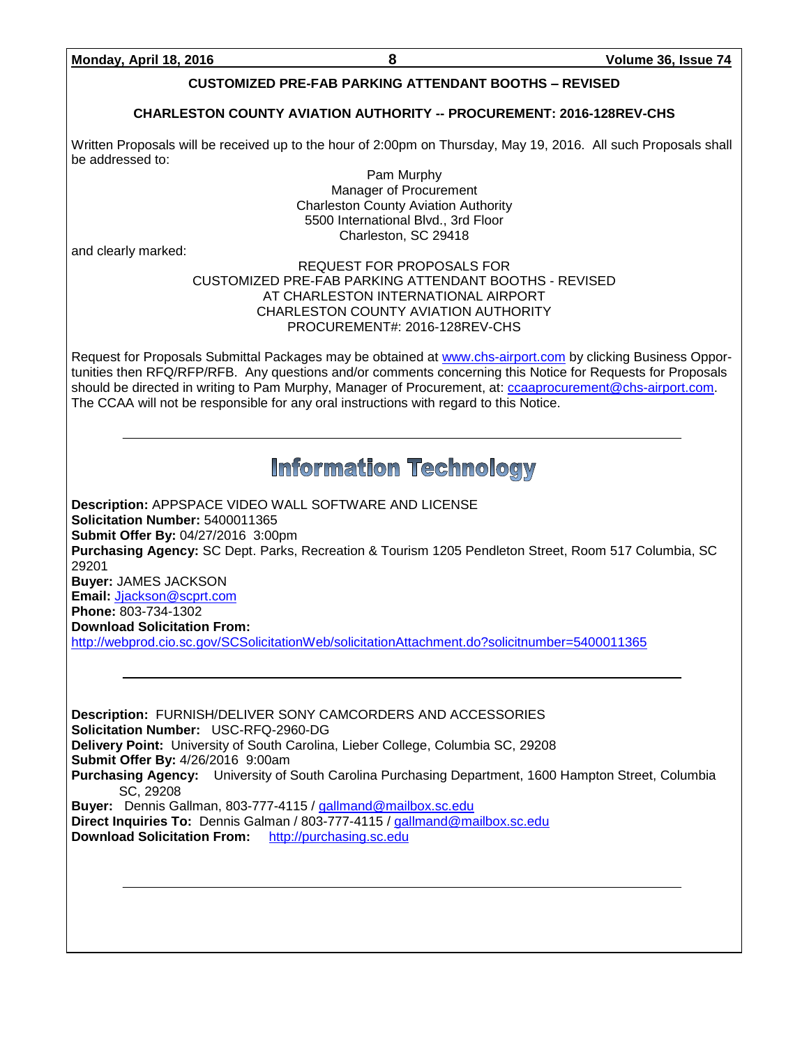## CUSTOMIZED PRE-FAB PARKING ATTENDANT BOOTHS – REVISED

**CHARLESTON COUNTY AVIATION AUTHORITY -- PROCUREMENT: 2016-128REV-CHS**

Written Proposals will be received up to the hour of 2:00pm on Thursday, May 19, 2016. All such Proposals shall be addressed to:

Pam Murphy
Manager of Procurement
Charleston County Aviation Authority
5500 International Blvd., 3rd Floor
Charleston, SC 29418

and clearly marked:

REQUEST FOR PROPOSALS FOR
CUSTOMIZED PRE-FAB PARKING ATTENDANT BOOTHS - REVISED
AT CHARLESTON INTERNATIONAL AIRPORT
CHARLESTON COUNTY AVIATION AUTHORITY
PROCUREMENT#: 2016-128REV-CHS

Request for Proposals Submittal Packages may be obtained at www.chs-airport.com by clicking Business Opportunities then RFQ/RFP/RFB. Any questions and/or comments concerning this Notice for Requests for Proposals should be directed in writing to Pam Murphy, Manager of Procurement, at: ccaaprocurement@chs-airport.com. The CCAA will not be responsible for any oral instructions with regard to this Notice.

---

# Information Technology

**Description:** APPSPACE VIDEO WALL SOFTWARE AND LICENSE
**Solicitation Number:** 5400011365
**Submit Offer By:** 04/27/2016 3:00pm
**Purchasing Agency:** SC Dept. Parks, Recreation & Tourism 1205 Pendleton Street, Room 517 Columbia, SC 29201
**Buyer:** JAMES JACKSON
**Email:** Jjackson@scprt.com
**Phone:** 803-734-1302
**Download Solicitation From:**
http://webprod.cio.sc.gov/SCSolicitationWeb/solicitationAttachment.do?solicitnumber=5400011365

---

**Description:** FURNISH/DELIVER SONY CAMCORDERS AND ACCESSORIES
**Solicitation Number:** USC-RFQ-2960-DG
**Delivery Point:** University of South Carolina, Lieber College, Columbia SC, 29208
**Submit Offer By:** 4/26/2016 9:00am
**Purchasing Agency:** University of South Carolina Purchasing Department, 1600 Hampton Street, Columbia SC, 29208
**Buyer:** Dennis Gallman, 803-777-4115 / gallmand@mailbox.sc.edu
**Direct Inquiries To:** Dennis Galman / 803-777-4115 / gallmand@mailbox.sc.edu
**Download Solicitation From:** http://purchasing.sc.edu

---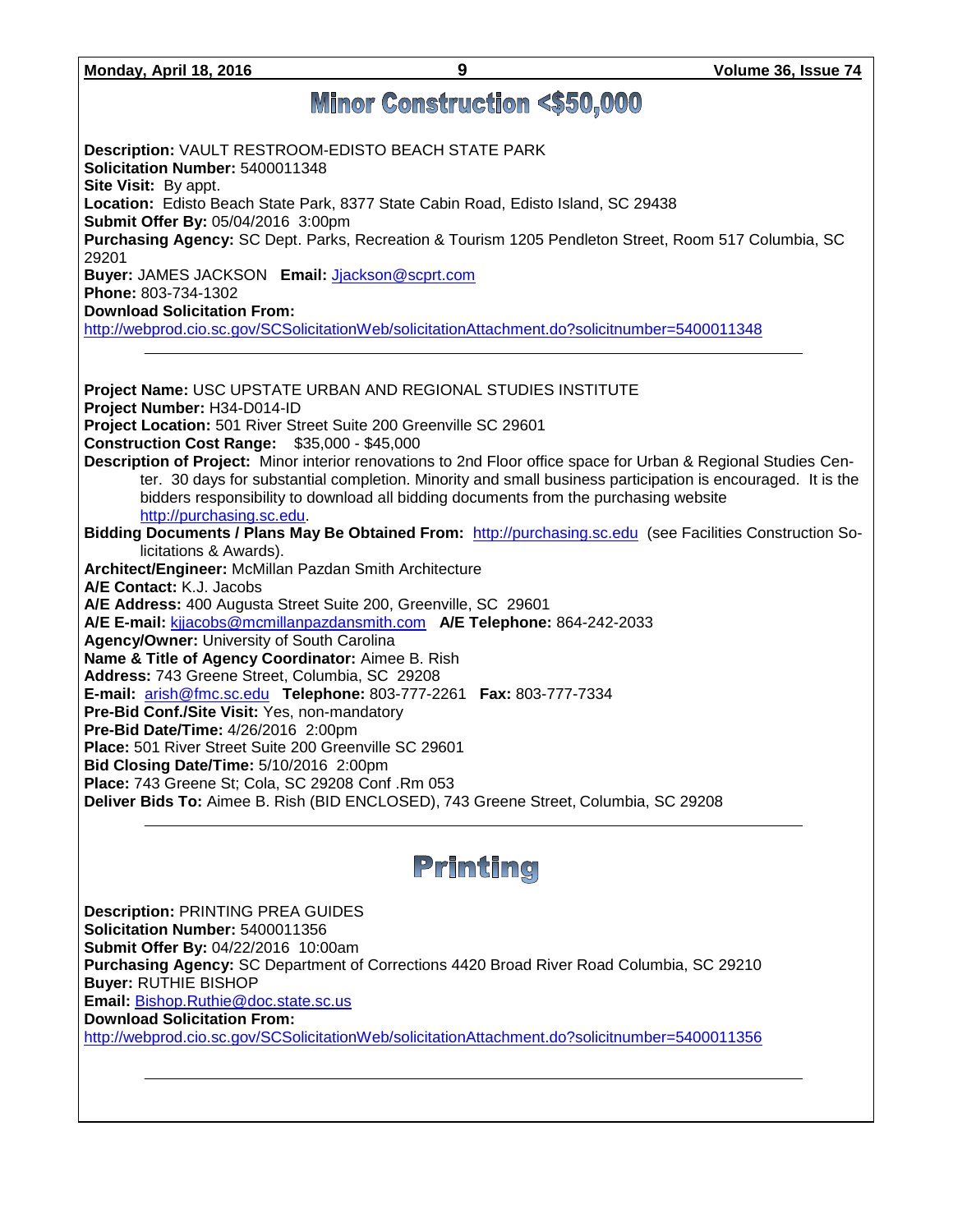# Minor Construction <$50,000

**Description:** VAULT RESTROOM-EDISTO BEACH STATE PARK
**Solicitation Number:** 5400011348
**Site Visit:** By appt.
**Location:** Edisto Beach State Park, 8377 State Cabin Road, Edisto Island, SC 29438
**Submit Offer By:** 05/04/2016 3:00pm
**Purchasing Agency:** SC Dept. Parks, Recreation & Tourism 1205 Pendleton Street, Room 517 Columbia, SC 29201
**Buyer:** JAMES JACKSON **Email:** Jjackson@scprt.com
**Phone:** 803-734-1302
**Download Solicitation From:**
http://webprod.cio.sc.gov/SCSolicitationWeb/solicitationAttachment.do?solicitnumber=5400011348

---

**Project Name:** USC UPSTATE URBAN AND REGIONAL STUDIES INSTITUTE
**Project Number:** H34-D014-ID
**Project Location:** 501 River Street Suite 200 Greenville SC 29601
**Construction Cost Range:** $35,000 - $45,000
**Description of Project:** Minor interior renovations to 2nd Floor office space for Urban & Regional Studies Center. 30 days for substantial completion. Minority and small business participation is encouraged. It is the bidders responsibility to download all bidding documents from the purchasing website http://purchasing.sc.edu.
**Bidding Documents / Plans May Be Obtained From:** http://purchasing.sc.edu (see Facilities Construction Solicitations & Awards).
**Architect/Engineer:** McMillan Pazdan Smith Architecture
**A/E Contact:** K.J. Jacobs
**A/E Address:** 400 Augusta Street Suite 200, Greenville, SC 29601
**A/E E-mail:** kjjacobs@mcmillanpazdansmith.com **A/E Telephone:** 864-242-2033
**Agency/Owner:** University of South Carolina
**Name & Title of Agency Coordinator:** Aimee B. Rish
**Address:** 743 Greene Street, Columbia, SC 29208
**E-mail:** arish@fmc.sc.edu **Telephone:** 803-777-2261 **Fax:** 803-777-7334
**Pre-Bid Conf./Site Visit:** Yes, non-mandatory
**Pre-Bid Date/Time:** 4/26/2016 2:00pm
**Place:** 501 River Street Suite 200 Greenville SC 29601
**Bid Closing Date/Time:** 5/10/2016 2:00pm
**Place:** 743 Greene St; Cola, SC 29208 Conf .Rm 053
**Deliver Bids To:** Aimee B. Rish (BID ENCLOSED), 743 Greene Street, Columbia, SC 29208

---

# Printing

**Description:** PRINTING PREA GUIDES
**Solicitation Number:** 5400011356
**Submit Offer By:** 04/22/2016 10:00am
**Purchasing Agency:** SC Department of Corrections 4420 Broad River Road Columbia, SC 29210
**Buyer:** RUTHIE BISHOP
**Email:** Bishop.Ruthie@doc.state.sc.us
**Download Solicitation From:**
http://webprod.cio.sc.gov/SCSolicitationWeb/solicitationAttachment.do?solicitnumber=5400011356

---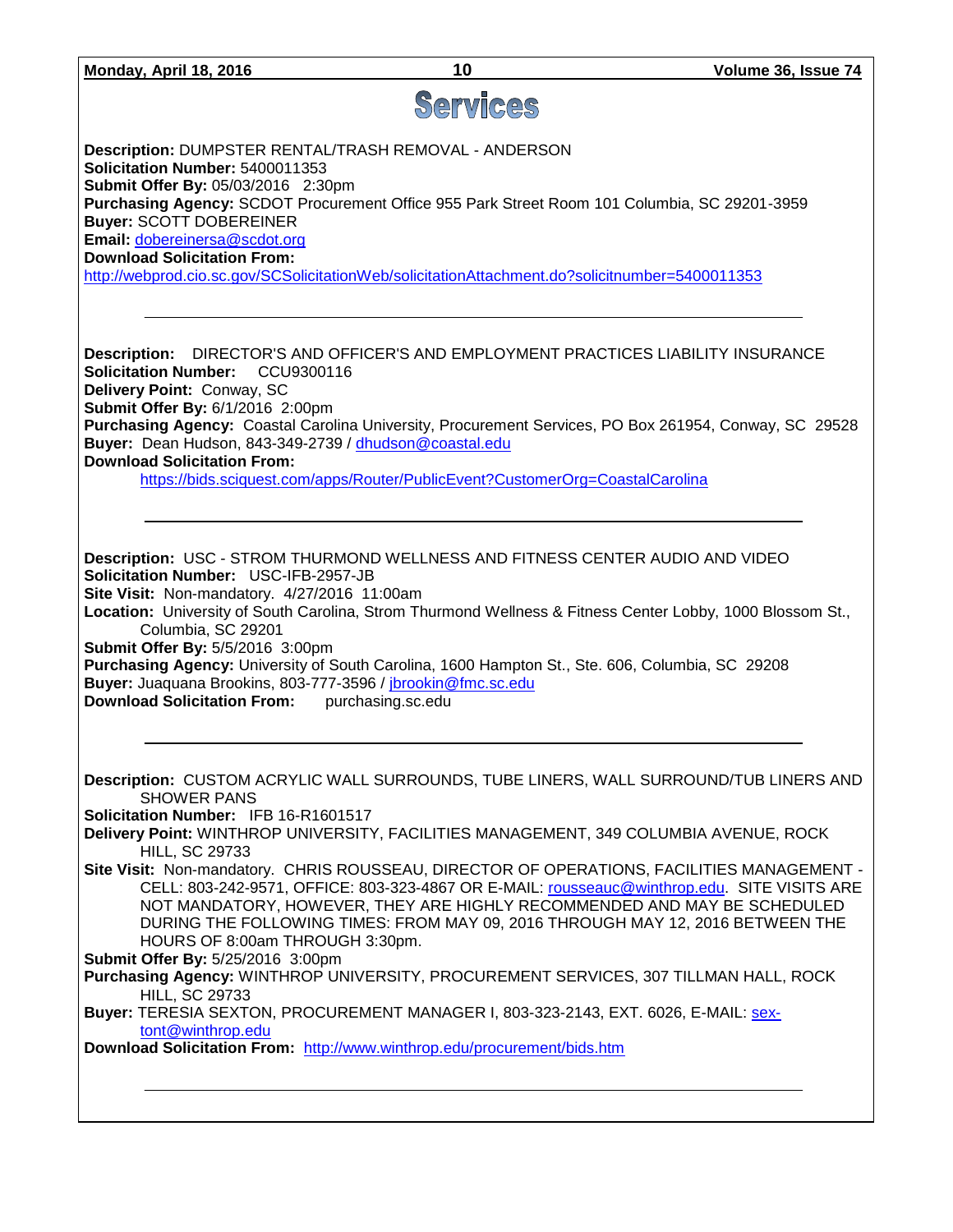# Services

**Description:** DUMPSTER RENTAL/TRASH REMOVAL - ANDERSON
**Solicitation Number:** 5400011353
**Submit Offer By:** 05/03/2016 2:30pm
**Purchasing Agency:** SCDOT Procurement Office 955 Park Street Room 101 Columbia, SC 29201-3959
**Buyer:** SCOTT DOBEREINER
**Email:** dobereinersa@scdot.org
**Download Solicitation From:**
http://webprod.cio.sc.gov/SCSolicitationWeb/solicitationAttachment.do?solicitnumber=5400011353

---

**Description:** DIRECTOR'S AND OFFICER'S AND EMPLOYMENT PRACTICES LIABILITY INSURANCE
**Solicitation Number:** CCU9300116
**Delivery Point:** Conway, SC
**Submit Offer By:** 6/1/2016 2:00pm
**Purchasing Agency:** Coastal Carolina University, Procurement Services, PO Box 261954, Conway, SC 29528
**Buyer:** Dean Hudson, 843-349-2739 / dhudson@coastal.edu
**Download Solicitation From:**
https://bids.sciquest.com/apps/Router/PublicEvent?CustomerOrg=CoastalCarolina

---

**Description:** USC - STROM THURMOND WELLNESS AND FITNESS CENTER AUDIO AND VIDEO
**Solicitation Number:** USC-IFB-2957-JB
**Site Visit:** Non-mandatory. 4/27/2016 11:00am
**Location:** University of South Carolina, Strom Thurmond Wellness & Fitness Center Lobby, 1000 Blossom St., Columbia, SC 29201
**Submit Offer By:** 5/5/2016 3:00pm
**Purchasing Agency:** University of South Carolina, 1600 Hampton St., Ste. 606, Columbia, SC 29208
**Buyer:** Juaquana Brookins, 803-777-3596 / jbrookin@fmc.sc.edu
**Download Solicitation From:** purchasing.sc.edu

---

**Description:** CUSTOM ACRYLIC WALL SURROUNDS, TUBE LINERS, WALL SURROUND/TUB LINERS AND SHOWER PANS
**Solicitation Number:** IFB 16-R1601517
**Delivery Point:** WINTHROP UNIVERSITY, FACILITIES MANAGEMENT, 349 COLUMBIA AVENUE, ROCK HILL, SC 29733
**Site Visit:** Non-mandatory. CHRIS ROUSSEAU, DIRECTOR OF OPERATIONS, FACILITIES MANAGEMENT - CELL: 803-242-9571, OFFICE: 803-323-4867 OR E-MAIL: rousseauc@winthrop.edu. SITE VISITS ARE NOT MANDATORY, HOWEVER, THEY ARE HIGHLY RECOMMENDED AND MAY BE SCHEDULED DURING THE FOLLOWING TIMES: FROM MAY 09, 2016 THROUGH MAY 12, 2016 BETWEEN THE HOURS OF 8:00am THROUGH 3:30pm.
**Submit Offer By:** 5/25/2016 3:00pm
**Purchasing Agency:** WINTHROP UNIVERSITY, PROCUREMENT SERVICES, 307 TILLMAN HALL, ROCK HILL, SC 29733
**Buyer:** TERESIA SEXTON, PROCUREMENT MANAGER I, 803-323-2143, EXT. 6026, E-MAIL: sextont@winthrop.edu
**Download Solicitation From:** http://www.winthrop.edu/procurement/bids.htm

---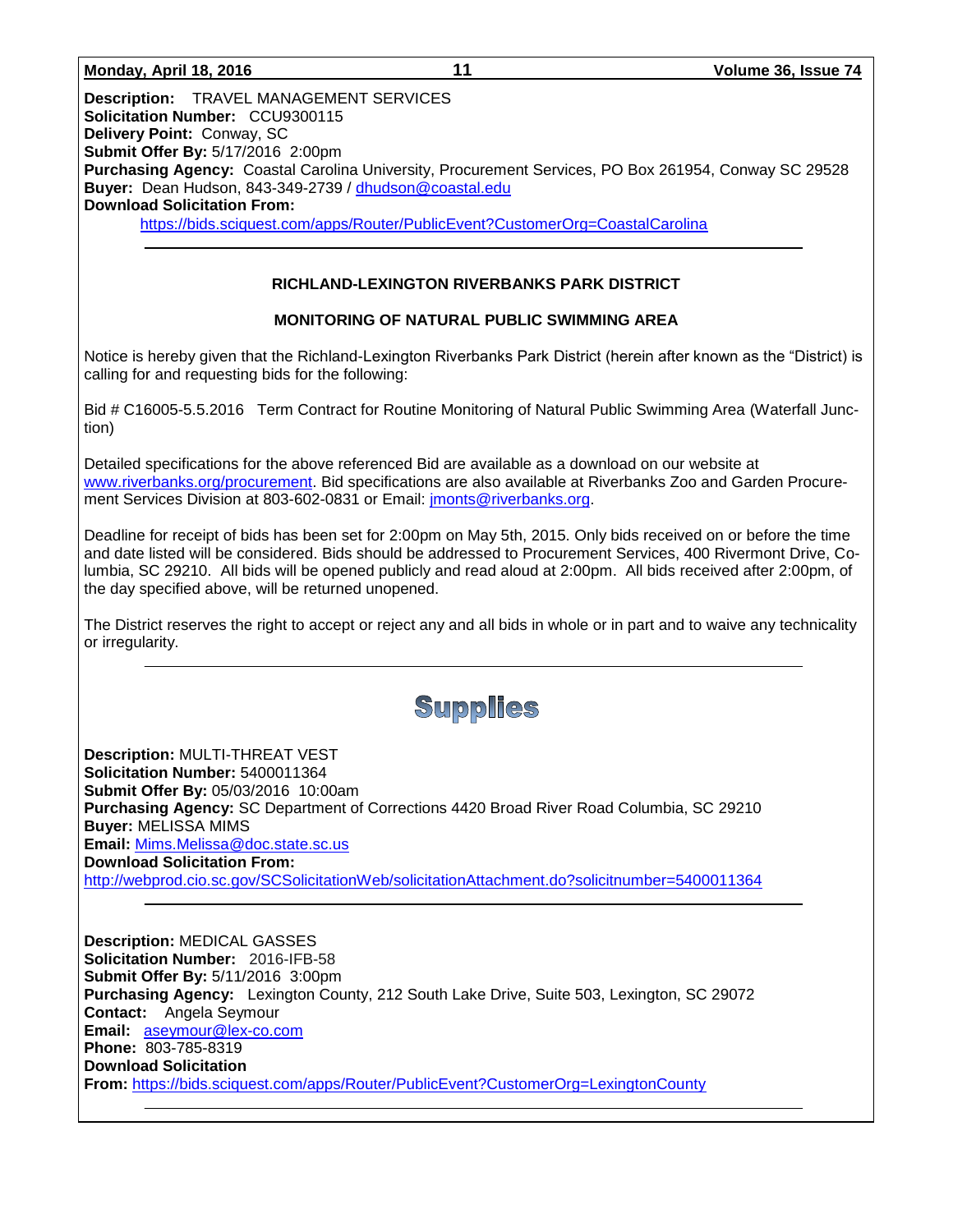**Description:** TRAVEL MANAGEMENT SERVICES
**Solicitation Number:** CCU9300115
**Delivery Point:** Conway, SC
**Submit Offer By:** 5/17/2016 2:00pm
**Purchasing Agency:** Coastal Carolina University, Procurement Services, PO Box 261954, Conway SC 29528
**Buyer:** Dean Hudson, 843-349-2739 / dhudson@coastal.edu
**Download Solicitation From:**
https://bids.sciquest.com/apps/Router/PublicEvent?CustomerOrg=CoastalCarolina

---

**RICHLAND-LEXINGTON RIVERBANKS PARK DISTRICT**

**MONITORING OF NATURAL PUBLIC SWIMMING AREA**

Notice is hereby given that the Richland-Lexington Riverbanks Park District (herein after known as the "District) is calling for and requesting bids for the following:

Bid # C16005-5.5.2016 Term Contract for Routine Monitoring of Natural Public Swimming Area (Waterfall Junction)

Detailed specifications for the above referenced Bid are available as a download on our website at www.riverbanks.org/procurement. Bid specifications are also available at Riverbanks Zoo and Garden Procurement Services Division at 803-602-0831 or Email: jmonts@riverbanks.org.

Deadline for receipt of bids has been set for 2:00pm on May 5th, 2015. Only bids received on or before the time and date listed will be considered. Bids should be addressed to Procurement Services, 400 Rivermont Drive, Columbia, SC 29210. All bids will be opened publicly and read aloud at 2:00pm. All bids received after 2:00pm, of the day specified above, will be returned unopened.

The District reserves the right to accept or reject any and all bids in whole or in part and to waive any technicality or irregularity.

---

# Supplies

**Description:** MULTI-THREAT VEST
**Solicitation Number:** 5400011364
**Submit Offer By:** 05/03/2016 10:00am
**Purchasing Agency:** SC Department of Corrections 4420 Broad River Road Columbia, SC 29210
**Buyer:** MELISSA MIMS
**Email:** Mims.Melissa@doc.state.sc.us
**Download Solicitation From:**
http://webprod.cio.sc.gov/SCSolicitationWeb/solicitationAttachment.do?solicitnumber=5400011364

---

**Description:** MEDICAL GASSES
**Solicitation Number:** 2016-IFB-58
**Submit Offer By:** 5/11/2016 3:00pm
**Purchasing Agency:** Lexington County, 212 South Lake Drive, Suite 503, Lexington, SC 29072
**Contact:** Angela Seymour
**Email:** aseymour@lex-co.com
**Phone:** 803-785-8319
**Download Solicitation From:** https://bids.sciquest.com/apps/Router/PublicEvent?CustomerOrg=LexingtonCounty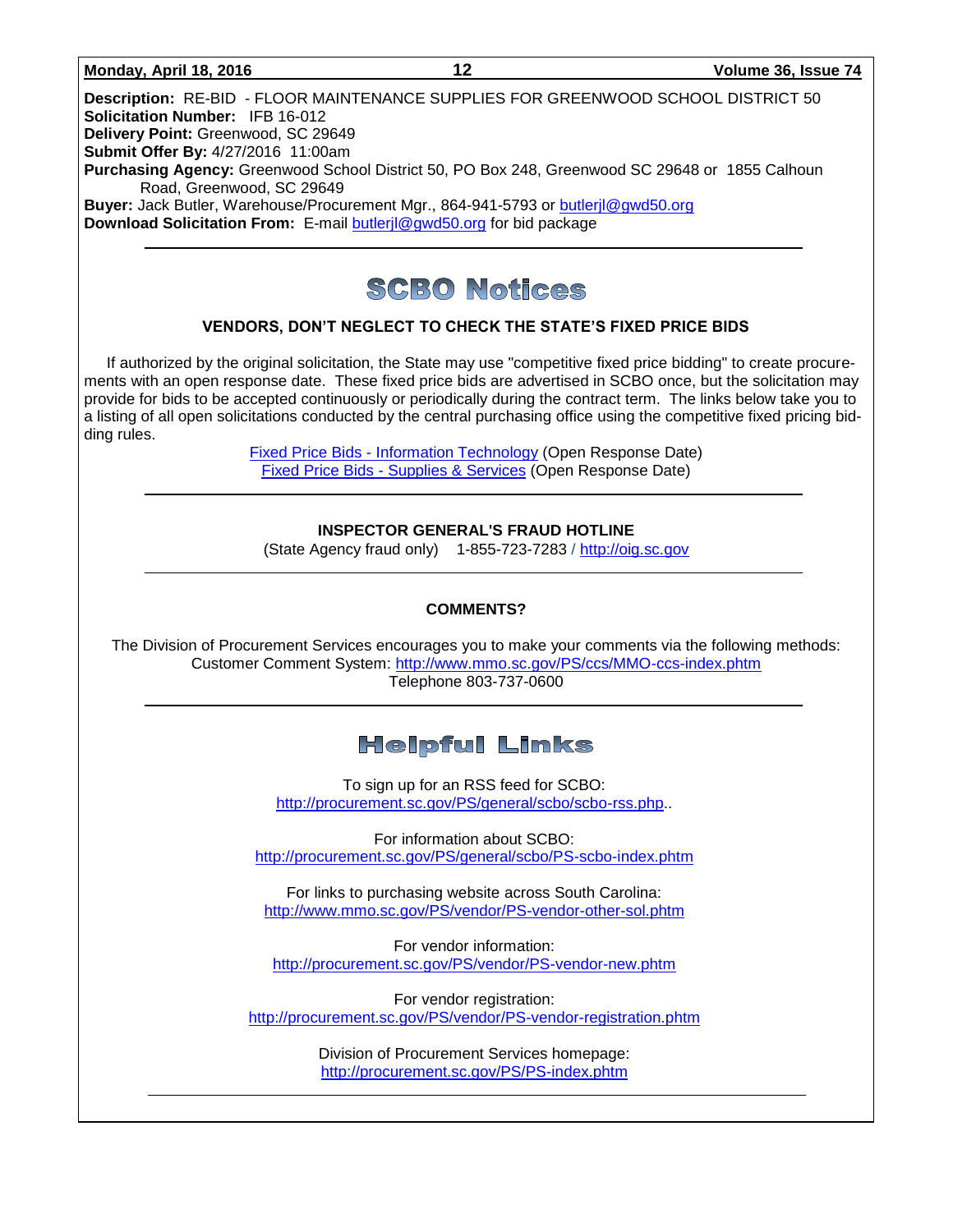**Description:** RE-BID - FLOOR MAINTENANCE SUPPLIES FOR GREENWOOD SCHOOL DISTRICT 50
**Solicitation Number:** IFB 16-012
**Delivery Point:** Greenwood, SC 29649
**Submit Offer By:** 4/27/2016 11:00am
**Purchasing Agency:** Greenwood School District 50, PO Box 248, Greenwood SC 29648 or 1855 Calhoun Road, Greenwood, SC 29649
**Buyer:** Jack Butler, Warehouse/Procurement Mgr., 864-941-5793 or butlerjl@gwd50.org
**Download Solicitation From:** E-mail butlerjl@gwd50.org for bid package

---

# SCBO Notices

### VENDORS, DON'T NEGLECT TO CHECK THE STATE'S FIXED PRICE BIDS

If authorized by the original solicitation, the State may use "competitive fixed price bidding" to create procurements with an open response date. These fixed price bids are advertised in SCBO once, but the solicitation may provide for bids to be accepted continuously or periodically during the contract term. The links below take you to a listing of all open solicitations conducted by the central purchasing office using the competitive fixed pricing bidding rules.

Fixed Price Bids - Information Technology (Open Response Date)
Fixed Price Bids - Supplies & Services (Open Response Date)

---

### INSPECTOR GENERAL'S FRAUD HOTLINE

(State Agency fraud only) 1-855-723-7283 / http://oig.sc.gov

---

### COMMENTS?

The Division of Procurement Services encourages you to make your comments via the following methods:
Customer Comment System: http://www.mmo.sc.gov/PS/ccs/MMO-ccs-index.phtm
Telephone 803-737-0600

---

# Helpful Links

To sign up for an RSS feed for SCBO:
http://procurement.sc.gov/PS/general/scbo/scbo-rss.php..

For information about SCBO:
http://procurement.sc.gov/PS/general/scbo/PS-scbo-index.phtm

For links to purchasing website across South Carolina:
http://www.mmo.sc.gov/PS/vendor/PS-vendor-other-sol.phtm

For vendor information:
http://procurement.sc.gov/PS/vendor/PS-vendor-new.phtm

For vendor registration:
http://procurement.sc.gov/PS/vendor/PS-vendor-registration.phtm

Division of Procurement Services homepage:
http://procurement.sc.gov/PS/PS-index.phtm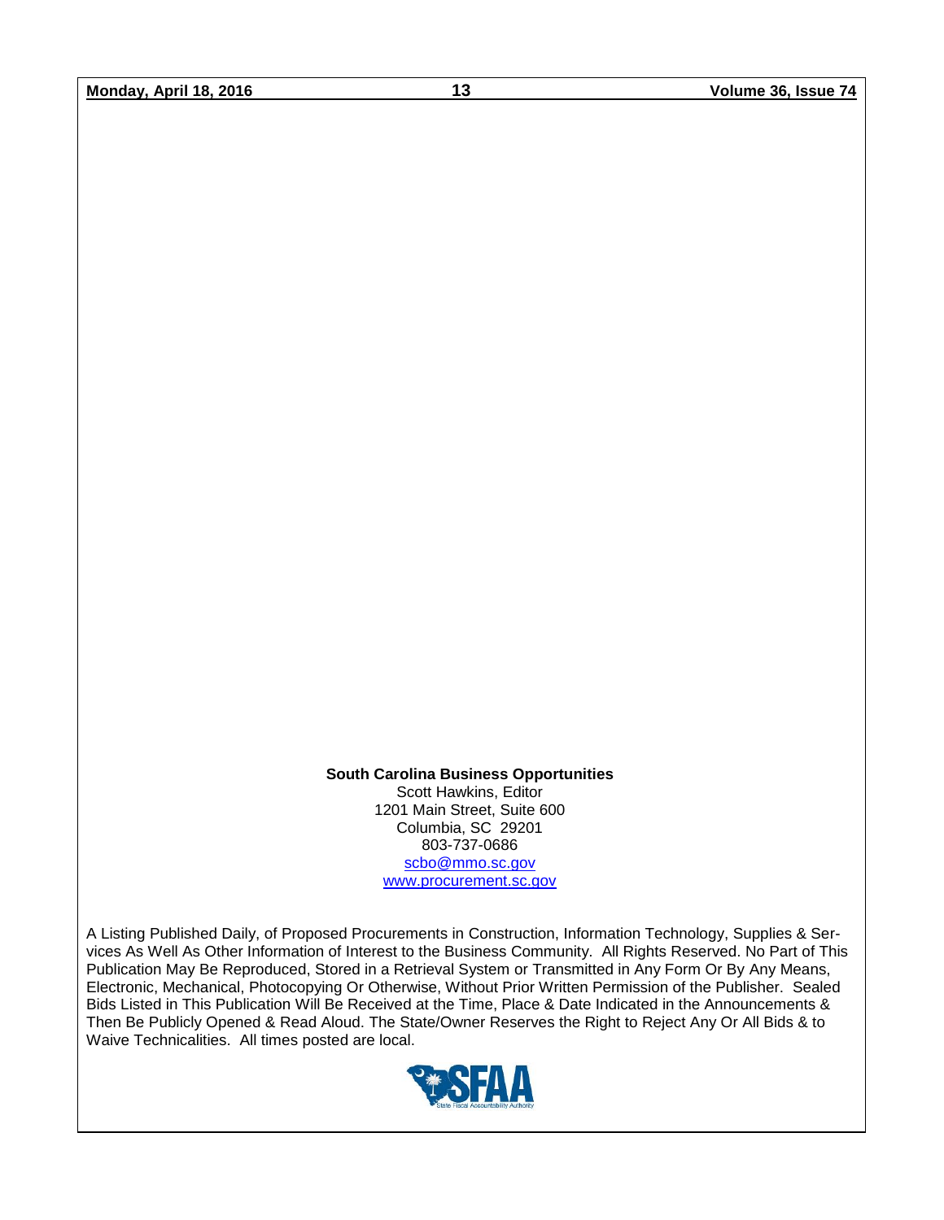**South Carolina Business Opportunities**

Scott Hawkins, Editor
1201 Main Street, Suite 600
Columbia, SC 29201
803-737-0686
[scbo@mmo.sc.gov](mailto:scbo@mmo.sc.gov)
[www.procurement.sc.gov](http://www.procurement.sc.gov)

A Listing Published Daily, of Proposed Procurements in Construction, Information Technology, Supplies & Services As Well As Other Information of Interest to the Business Community. All Rights Reserved. No Part of This Publication May Be Reproduced, Stored in a Retrieval System or Transmitted in Any Form Or By Any Means, Electronic, Mechanical, Photocopying Or Otherwise, Without Prior Written Permission of the Publisher. Sealed Bids Listed in This Publication Will Be Received at the Time, Place & Date Indicated in the Announcements & Then Be Publicly Opened & Read Aloud. The State/Owner Reserves the Right to Reject Any Or All Bids & to Waive Technicalities. All times posted are local.

SFAA
State Fiscal Accountability Authority